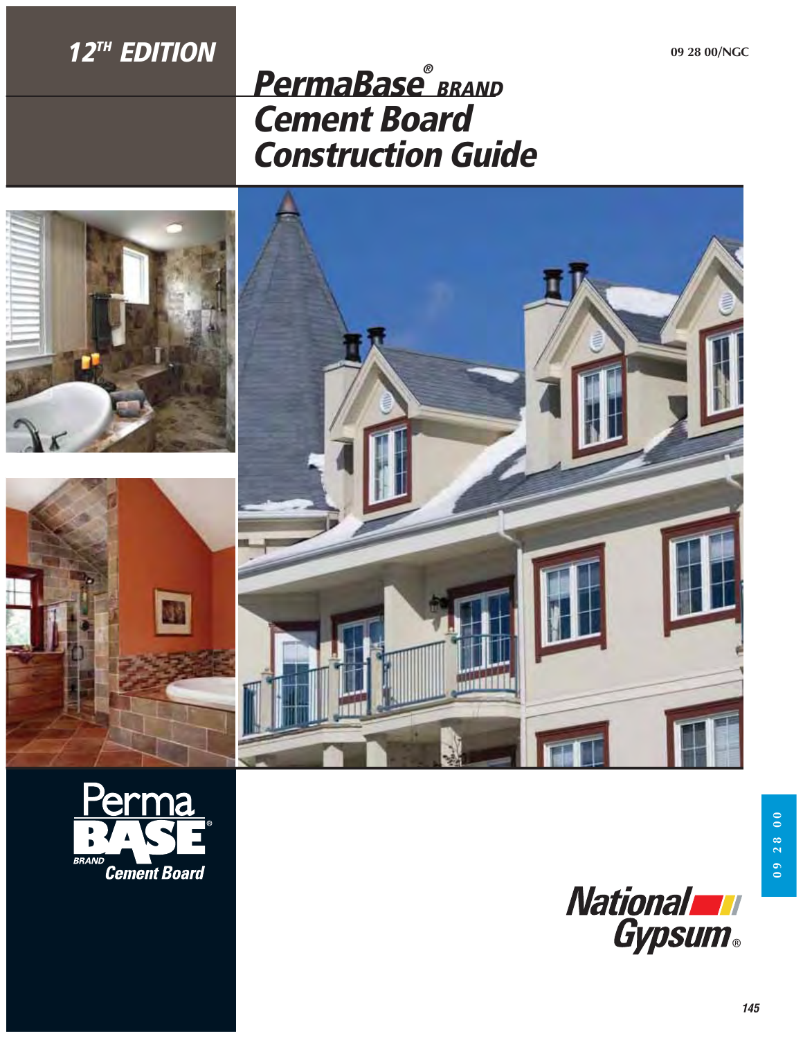## 12TH EDITION

09 28 00/NGC

# PermaBase® BRAND Cement Board Construction Guide

Perma BASE® BRAND Cement Board

National Gypsum®

09 28 00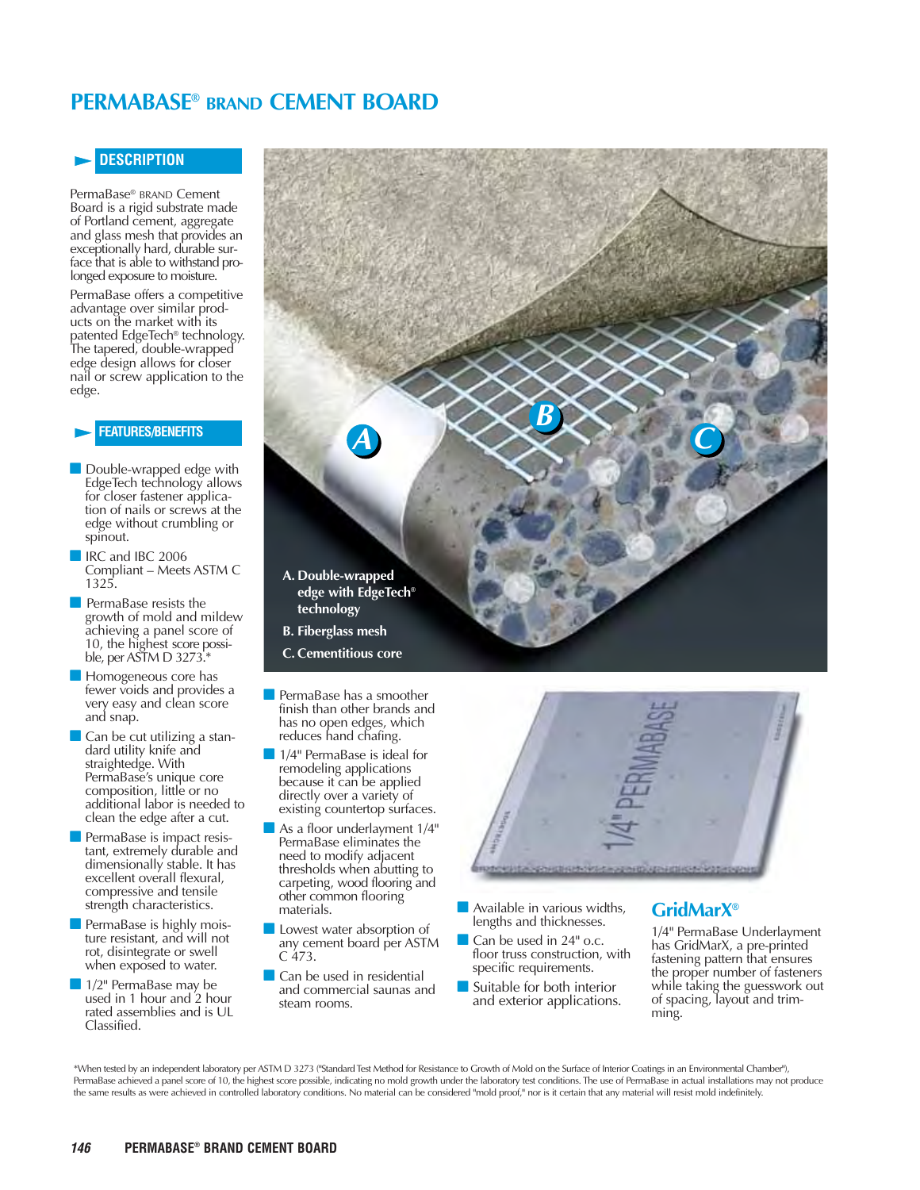# PERMABASE® BRAND CEMENT BOARD

## DESCRIPTION

PermaBase® BRAND Cement Board is a rigid substrate made of Portland cement, aggregate and glass mesh that provides an exceptionally hard, durable surface that is able to withstand prolonged exposure to moisture.

PermaBase offers a competitive advantage over similar products on the market with its patented EdgeTech® technology. The tapered, double-wrapped edge design allows for closer nail or screw application to the edge.

## FEATURES/BENEFITS

- Double-wrapped edge with EdgeTech technology allows for closer fastener application of nails or screws at the edge without crumbling or spinout.
- IRC and IBC 2006 Compliant – Meets ASTM C 1325.
- PermaBase resists the growth of mold and mildew achieving a panel score of 10, the highest score possible, per ASTM D 3273.*
- Homogeneous core has fewer voids and provides a very easy and clean score and snap.
- Can be cut utilizing a standard utility knife and straightedge. With PermaBase's unique core composition, little or no additional labor is needed to clean the edge after a cut.
- PermaBase is impact resistant, extremely durable and dimensionally stable. It has excellent overall flexural, compressive and tensile strength characteristics.
- PermaBase is highly moisture resistant, and will not rot, disintegrate or swell when exposed to water.
- 1/2" PermaBase may be used in 1 hour and 2 hour rated assemblies and is UL Classified.

A. Double-wrapped edge with EdgeTech® technology
B. Fiberglass mesh
C. Cementitious core

- PermaBase has a smoother finish than other brands and has no open edges, which reduces hand chafing.
- 1/4" PermaBase is ideal for remodeling applications because it can be applied directly over a variety of existing countertop surfaces.
- As a floor underlayment 1/4" PermaBase eliminates the need to modify adjacent thresholds when abutting to carpeting, wood flooring and other common flooring materials.
- Lowest water absorption of any cement board per ASTM C 473.
- Can be used in residential and commercial saunas and steam rooms.
- Available in various widths, lengths and thicknesses.
- Can be used in 24" o.c. floor truss construction, with specific requirements.
- Suitable for both interior and exterior applications.

### GridMarX®

1/4" PermaBase Underlayment has GridMarX, a pre-printed fastening pattern that ensures the proper number of fasteners while taking the guesswork out of spacing, layout and trimming.

*When tested by an independent laboratory per ASTM D 3273 ("Standard Test Method for Resistance to Growth of Mold on the Surface of Interior Coatings in an Environmental Chamber"), PermaBase achieved a panel score of 10, the highest score possible, indicating no mold growth under the laboratory test conditions. The use of PermaBase in actual installations may not produce the same results as were achieved in controlled laboratory conditions. No material can be considered "mold proof," nor is it certain that any material will resist mold indefinitely.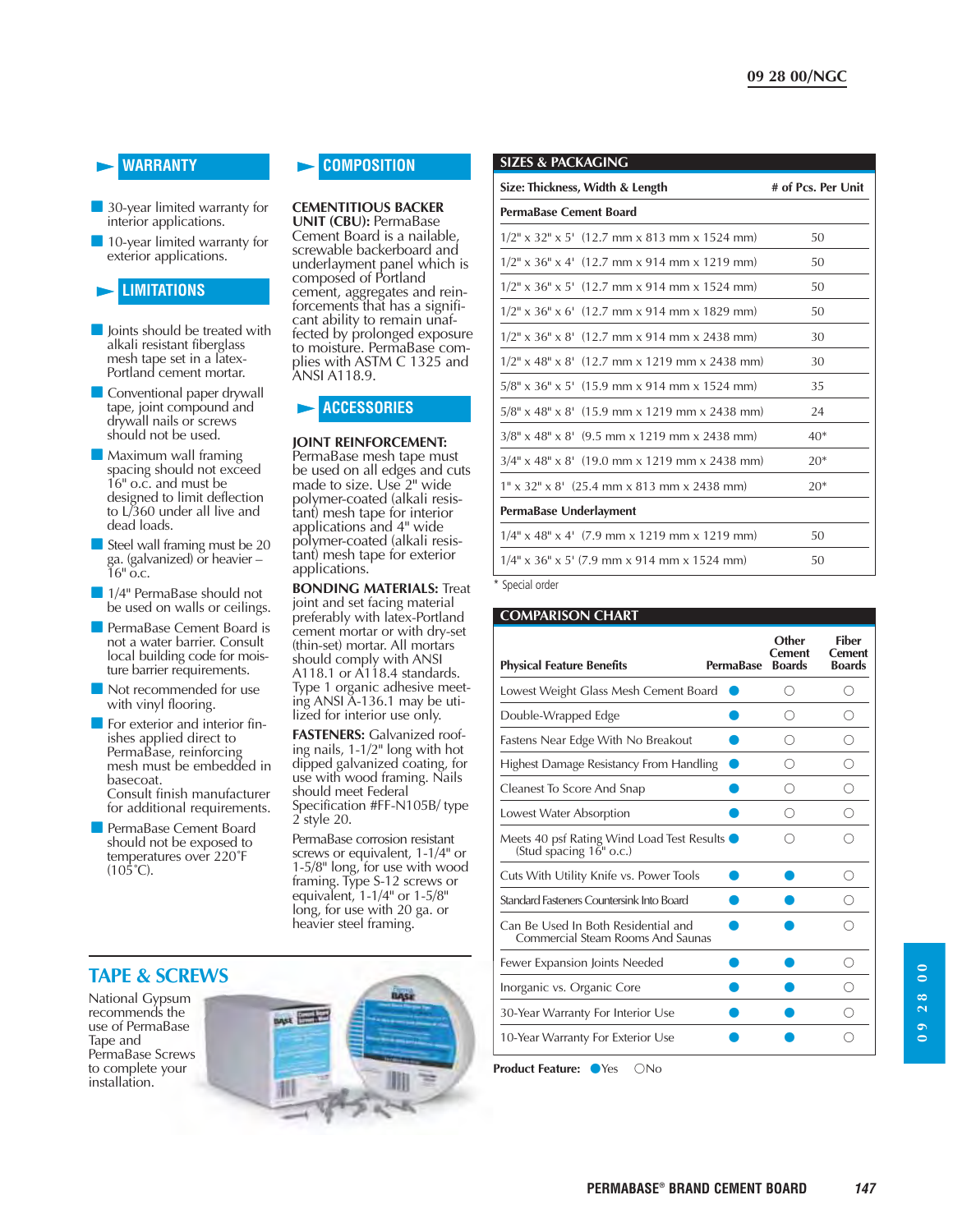## WARRANTY

- 30-year limited warranty for interior applications.
- 10-year limited warranty for exterior applications.

## LIMITATIONS

- Joints should be treated with alkali resistant fiberglass mesh tape set in a latex-Portland cement mortar.
- Conventional paper drywall tape, joint compound and drywall nails or screws should not be used.
- Maximum wall framing spacing should not exceed 16" o.c. and must be designed to limit deflection to L/360 under all live and dead loads.
- Steel wall framing must be 20 ga. (galvanized) or heavier – 16" o.c.
- 1/4" PermaBase should not be used on walls or ceilings.
- PermaBase Cement Board is not a water barrier. Consult local building code for moisture barrier requirements.
- Not recommended for use with vinyl flooring.
- For exterior and interior finishes applied direct to PermaBase, reinforcing mesh must be embedded in basecoat.
  Consult finish manufacturer for additional requirements.
- PermaBase Cement Board should not be exposed to temperatures over 220˚F (105˚C).

## COMPOSITION

**CEMENTITIOUS BACKER UNIT (CBU):** PermaBase Cement Board is a nailable, screwable backerboard and underlayment panel which is composed of Portland cement, aggregates and reinforcements that has a significant ability to remain unaffected by prolonged exposure to moisture. PermaBase complies with ASTM C 1325 and ANSI A118.9.

## ACCESSORIES

**JOINT REINFORCEMENT:** PermaBase mesh tape must be used on all edges and cuts made to size. Use 2" wide polymer-coated (alkali resistant) mesh tape for interior applications and 4" wide polymer-coated (alkali resistant) mesh tape for exterior applications.

**BONDING MATERIALS:** Treat joint and set facing material preferably with latex-Portland cement mortar or with dry-set (thin-set) mortar. All mortars should comply with ANSI A118.1 or A118.4 standards. Type 1 organic adhesive meeting ANSI A-136.1 may be utilized for interior use only.

**FASTENERS:** Galvanized roofing nails, 1-1/2" long with hot dipped galvanized coating, for use with wood framing. Nails should meet Federal Specification #FF-N105B/ type 2 style 20.

PermaBase corrosion resistant screws or equivalent, 1-1/4" or 1-5/8" long, for use with wood framing. Type S-12 screws or equivalent, 1-1/4" or 1-5/8" long, for use with 20 ga. or heavier steel framing.

## TAPE & SCREWS

National Gypsum recommends the use of PermaBase Tape and PermaBase Screws to complete your installation.

## SIZES & PACKAGING

| Size: Thickness, Width & Length | # of Pcs. Per Unit |
|---|---|
| **PermaBase Cement Board** | |
| 1/2" x 32" x 5' (12.7 mm x 813 mm x 1524 mm) | 50 |
| 1/2" x 36" x 4' (12.7 mm x 914 mm x 1219 mm) | 50 |
| 1/2" x 36" x 5' (12.7 mm x 914 mm x 1524 mm) | 50 |
| 1/2" x 36" x 6' (12.7 mm x 914 mm x 1829 mm) | 50 |
| 1/2" x 36" x 8' (12.7 mm x 914 mm x 2438 mm) | 30 |
| 1/2" x 48" x 8' (12.7 mm x 1219 mm x 2438 mm) | 30 |
| 5/8" x 36" x 5' (15.9 mm x 914 mm x 1524 mm) | 35 |
| 5/8" x 48" x 8' (15.9 mm x 1219 mm x 2438 mm) | 24 |
| 3/8" x 48" x 8' (9.5 mm x 1219 mm x 2438 mm) | 40* |
| 3/4" x 48" x 8' (19.0 mm x 1219 mm x 2438 mm) | 20* |
| 1" x 32" x 8' (25.4 mm x 813 mm x 2438 mm) | 20* |
| **PermaBase Underlayment** | |
| 1/4" x 48" x 4' (7.9 mm x 1219 mm x 1219 mm) | 50 |
| 1/4" x 36" x 5' (7.9 mm x 914 mm x 1524 mm) | 50 |

\* Special order

## COMPARISON CHART

| Physical Feature Benefits | PermaBase | Other Cement Boards | Fiber Cement Boards |
|---|---|---|---|
| Lowest Weight Glass Mesh Cement Board | ● | ○ | ○ |
| Double-Wrapped Edge | ● | ○ | ○ |
| Fastens Near Edge With No Breakout | ● | ○ | ○ |
| Highest Damage Resistancy From Handling | ● | ○ | ○ |
| Cleanest To Score And Snap | ● | ○ | ○ |
| Lowest Water Absorption | ● | ○ | ○ |
| Meets 40 psf Rating Wind Load Test Results (Stud spacing 16" o.c.) | ● | ○ | ○ |
| Cuts With Utility Knife vs. Power Tools | ● | ● | ○ |
| Standard Fasteners Countersink Into Board | ● | ● | ○ |
| Can Be Used In Both Residential and Commercial Steam Rooms And Saunas | ● | ● | ○ |
| Fewer Expansion Joints Needed | ● | ● | ○ |
| Inorganic vs. Organic Core | ● | ● | ○ |
| 30-Year Warranty For Interior Use | ● | ● | ○ |
| 10-Year Warranty For Exterior Use | ● | ● | ○ |

**Product Feature:** ● Yes ○ No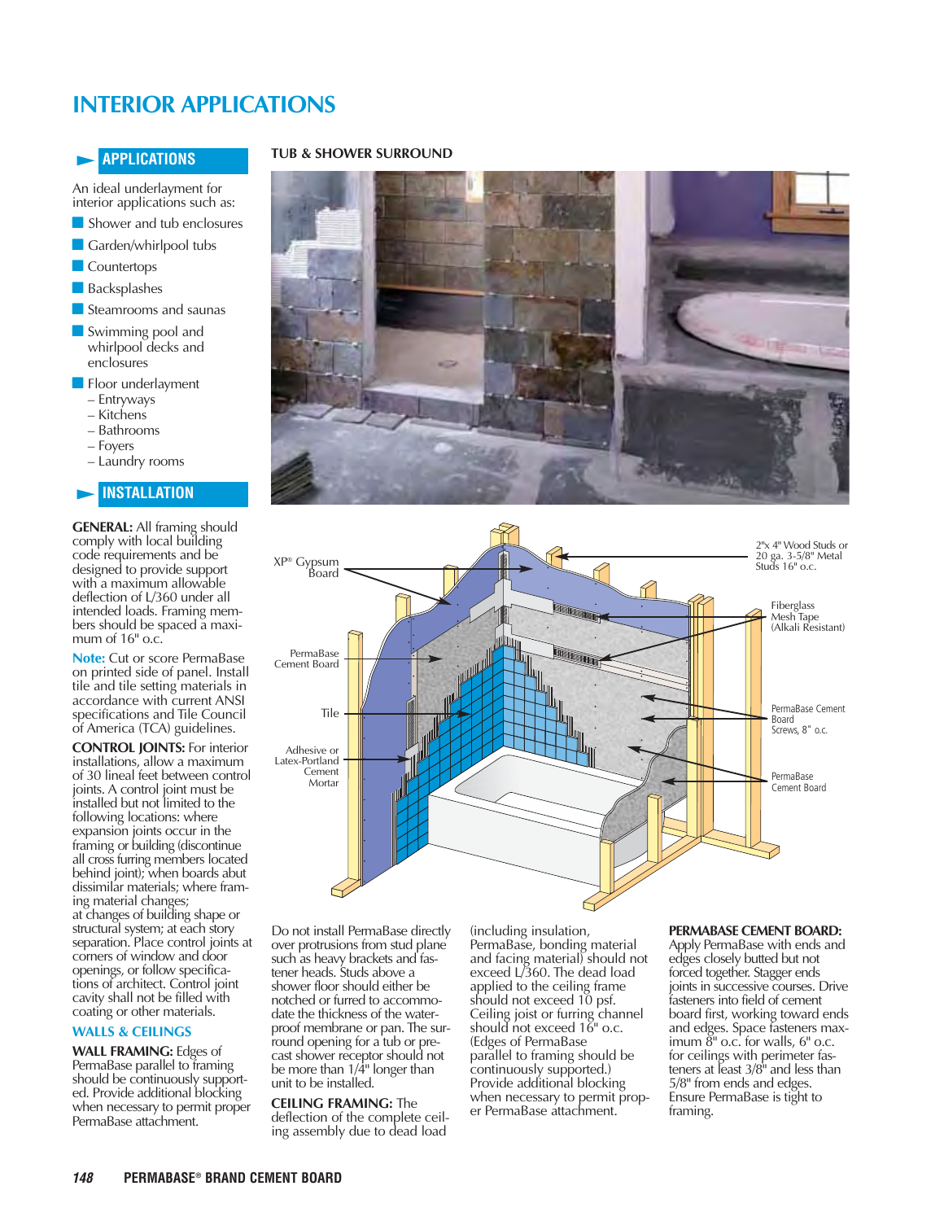# INTERIOR APPLICATIONS

## APPLICATIONS

An ideal underlayment for interior applications such as:

- Shower and tub enclosures
- Garden/whirlpool tubs
- Countertops
- Backsplashes
- Steamrooms and saunas
- Swimming pool and whirlpool decks and enclosures
- Floor underlayment
  - Entryways
  - Kitchens
  - Bathrooms
  - Foyers
  - Laundry rooms

## INSTALLATION

**GENERAL:** All framing should comply with local building code requirements and be designed to provide support with a maximum allowable deflection of L/360 under all intended loads. Framing members should be spaced a maximum of 16" o.c.

**Note:** Cut or score PermaBase on printed side of panel. Install tile and tile setting materials in accordance with current ANSI specifications and Tile Council of America (TCA) guidelines.

**CONTROL JOINTS:** For interior installations, allow a maximum of 30 lineal feet between control joints. A control joint must be installed but not limited to the following locations: where expansion joints occur in the framing or building (discontinue all cross furring members located behind joint); when boards abut dissimilar materials; where framing material changes; at changes of building shape or structural system; at each story separation. Place control joints at corners of window and door openings, or follow specifications of architect. Control joint cavity shall not be filled with coating or other materials.

### WALLS & CEILINGS

**WALL FRAMING:** Edges of PermaBase parallel to framing should be continuously supported. Provide additional blocking when necessary to permit proper PermaBase attachment.

Do not install PermaBase directly over protrusions from stud plane such as heavy brackets and fastener heads. Studs above a shower floor should either be notched or furred to accommodate the thickness of the waterproof membrane or pan. The surround opening for a tub or precast shower receptor should not be more than 1/4" longer than unit to be installed.

**CEILING FRAMING:** The deflection of the complete ceiling assembly due to dead load (including insulation, PermaBase, bonding material and facing material) should not exceed L/360. The dead load applied to the ceiling frame should not exceed 10 psf. Ceiling joist or furring channel should not exceed 16" o.c. (Edges of PermaBase parallel to framing should be continuously supported.) Provide additional blocking when necessary to permit proper PermaBase attachment.

**PERMABASE CEMENT BOARD:** Apply PermaBase with ends and edges closely butted but not forced together. Stagger ends joints in successive courses. Drive fasteners into field of cement board first, working toward ends and edges. Space fasteners maximum 8" o.c. for walls, 6" o.c. for ceilings with perimeter fasteners at least 3/8" and less than 5/8" from ends and edges. Ensure PermaBase is tight to framing.

### TUB & SHOWER SURROUND

Labels: XP® Gypsum Board; PermaBase Cement Board; Tile; Adhesive or Latex-Portland Cement Mortar; 2"x 4" Wood Studs or 20 ga. 3-5/8" Metal Studs 16" o.c.; Fiberglass Mesh Tape (Alkali Resistant); PermaBase Cement Board Screws, 8" o.c.; PermaBase Cement Board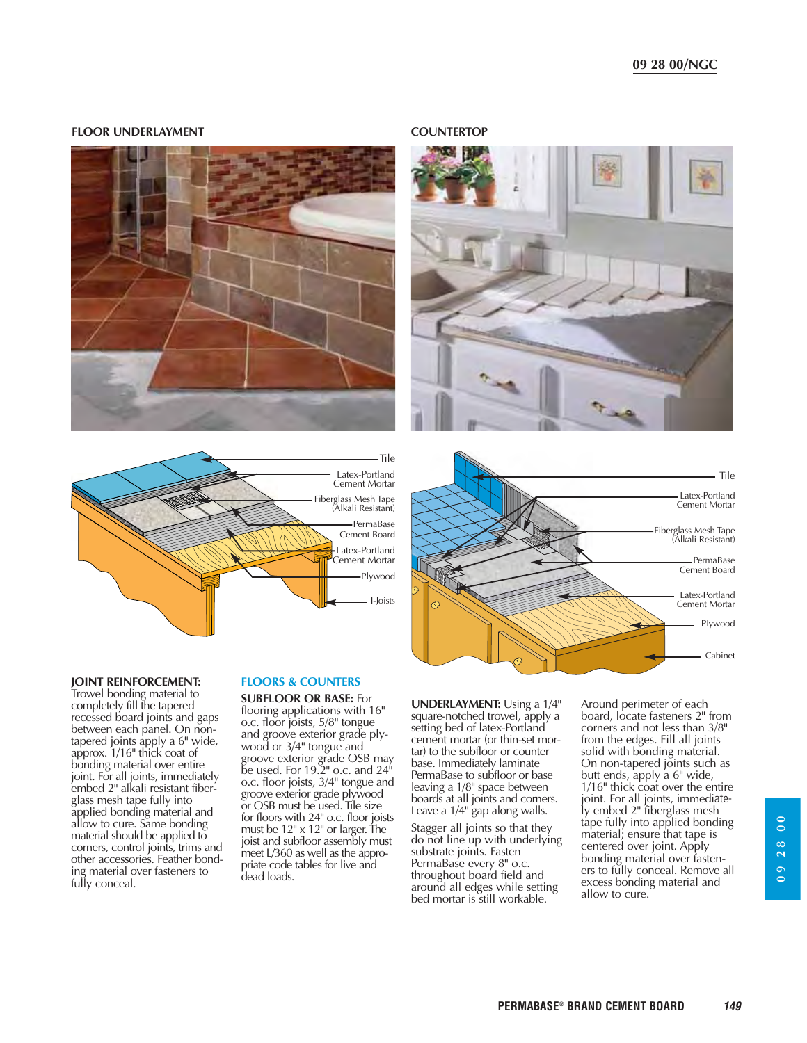## FLOOR UNDERLAYMENT

Tile

Latex-Portland Cement Mortar

Fiberglass Mesh Tape (Alkali Resistant)

PermaBase Cement Board

Latex-Portland Cement Mortar

Plywood

I-Joists

## COUNTERTOP

Tile

Latex-Portland Cement Mortar

Fiberglass Mesh Tape (Alkali Resistant)

PermaBase Cement Board

Latex-Portland Cement Mortar

Plywood

Cabinet

**JOINT REINFORCEMENT:** Trowel bonding material to completely fill the tapered recessed board joints and gaps between each panel. On non-tapered joints apply a 6" wide, approx. 1/16" thick coat of bonding material over entire joint. For all joints, immediately embed 2" alkali resistant fiberglass mesh tape fully into applied bonding material and allow to cure. Same bonding material should be applied to corners, control joints, trims and other accessories. Feather bonding material over fasteners to fully conceal.

### FLOORS & COUNTERS

**SUBFLOOR OR BASE:** For flooring applications with 16" o.c. floor joists, 5/8" tongue and groove exterior grade plywood or 3/4" tongue and groove exterior grade OSB may be used. For 19.2" o.c. and 24" o.c. floor joists, 3/4" tongue and groove exterior grade plywood or OSB must be used. Tile size for floors with 24" o.c. floor joists must be 12" x 12" or larger. The joist and subfloor assembly must meet L/360 as well as the appropriate code tables for live and dead loads.

**UNDERLAYMENT:** Using a 1/4" square-notched trowel, apply a setting bed of latex-Portland cement mortar (or thin-set mortar) to the subfloor or counter base. Immediately laminate PermaBase to subfloor or base leaving a 1/8" space between boards at all joints and corners. Leave a 1/4" gap along walls.

Stagger all joints so that they do not line up with underlying substrate joints. Fasten PermaBase every 8" o.c. throughout board field and around all edges while setting bed mortar is still workable.

Around perimeter of each board, locate fasteners 2" from corners and not less than 3/8" from the edges. Fill all joints solid with bonding material. On non-tapered joints such as butt ends, apply a 6" wide, 1/16" thick coat over the entire joint. For all joints, immediately embed 2" fiberglass mesh tape fully into applied bonding material; ensure that tape is centered over joint. Apply bonding material over fasteners to fully conceal. Remove all excess bonding material and allow to cure.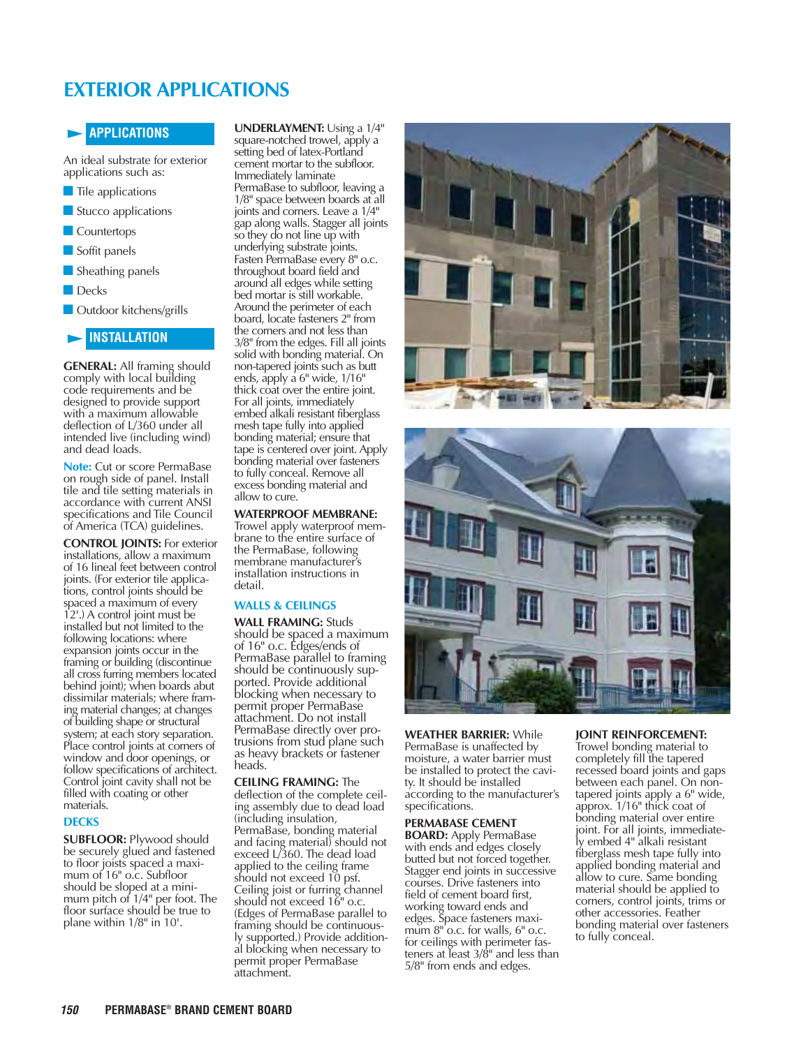# EXTERIOR APPLICATIONS

## APPLICATIONS

An ideal substrate for exterior applications such as:

- Tile applications
- Stucco applications
- Countertops
- Soffit panels
- Sheathing panels
- Decks
- Outdoor kitchens/grills

## INSTALLATION

**GENERAL:** All framing should comply with local building code requirements and be designed to provide support with a maximum allowable deflection of L/360 under all intended live (including wind) and dead loads.

**Note:** Cut or score PermaBase on rough side of panel. Install tile and tile setting materials in accordance with current ANSI specifications and Tile Council of America (TCA) guidelines.

**CONTROL JOINTS:** For exterior installations, allow a maximum of 16 lineal feet between control joints. (For exterior tile applications, control joints should be spaced a maximum of every 12'.) A control joint must be installed but not limited to the following locations: where expansion joints occur in the framing or building (discontinue all cross furring members located behind joint); when boards abut dissimilar materials; where framing material changes; at changes of building shape or structural system; at each story separation. Place control joints at corners of window and door openings, or follow specifications of architect. Control joint cavity shall not be filled with coating or other materials.

### DECKS

**SUBFLOOR:** Plywood should be securely glued and fastened to floor joists spaced a maximum of 16" o.c. Subfloor should be sloped at a minimum pitch of 1/4" per foot. The floor surface should be true to plane within 1/8" in 10'.

**UNDERLAYMENT:** Using a 1/4" square-notched trowel, apply a setting bed of latex-Portland cement mortar to the subfloor. Immediately laminate PermaBase to subfloor, leaving a 1/8" space between boards at all joints and corners. Leave a 1/4" gap along walls. Stagger all joints so they do not line up with underlying substrate joints. Fasten PermaBase every 8" o.c. throughout board field and around all edges while setting bed mortar is still workable. Around the perimeter of each board, locate fasteners 2" from the corners and not less than 3/8" from the edges. Fill all joints solid with bonding material. On non-tapered joints such as butt ends, apply a 6" wide, 1/16" thick coat over the entire joint. For all joints, immediately embed alkali resistant fiberglass mesh tape fully into applied bonding material; ensure that tape is centered over joint. Apply bonding material over fasteners to fully conceal. Remove all excess bonding material and allow to cure.

**WATERPROOF MEMBRANE:** Trowel apply waterproof membrane to the entire surface of the PermaBase, following the membrane manufacturer's installation instructions in detail.

### WALLS & CEILINGS

**WALL FRAMING:** Studs should be spaced a maximum of 16" o.c. Edges/ends of PermaBase parallel to framing should be continuously supported. Provide additional blocking when necessary to permit proper PermaBase attachment. Do not install PermaBase directly over protrusions from stud plane such as heavy brackets or fastener heads.

**CEILING FRAMING:** The deflection of the complete ceiling assembly due to dead load (including insulation, PermaBase, bonding material and facing material) should not exceed L/360. The dead load applied to the ceiling frame should not exceed 10 psf. Ceiling joist or furring channel should not exceed 16" o.c. (Edges of PermaBase parallel to framing should be continuously supported.) Provide additional blocking when necessary to permit proper PermaBase attachment.

**WEATHER BARRIER:** While PermaBase is unaffected by moisture, a water barrier must be installed to protect the cavity. It should be installed according to the manufacturer's specifications.

**PERMABASE CEMENT BOARD:** Apply PermaBase with ends and edges closely butted but not forced together. Stagger end joints in successive courses. Drive fasteners into field of cement board first, working toward ends and edges. Space fasteners maximum 8" o.c. for walls, 6" o.c. for ceilings with perimeter fasteners at least 3/8" and less than 5/8" from ends and edges.

**JOINT REINFORCEMENT:** Trowel bonding material to completely fill the tapered recessed board joints and gaps between each panel. On non-tapered joints apply a 6" wide, approx. 1/16" thick coat of bonding material over entire joint. For all joints, immediately embed 4" alkali resistant fiberglass mesh tape fully into applied bonding material and allow to cure. Same bonding material should be applied to corners, control joints, trims or other accessories. Feather bonding material over fasteners to fully conceal.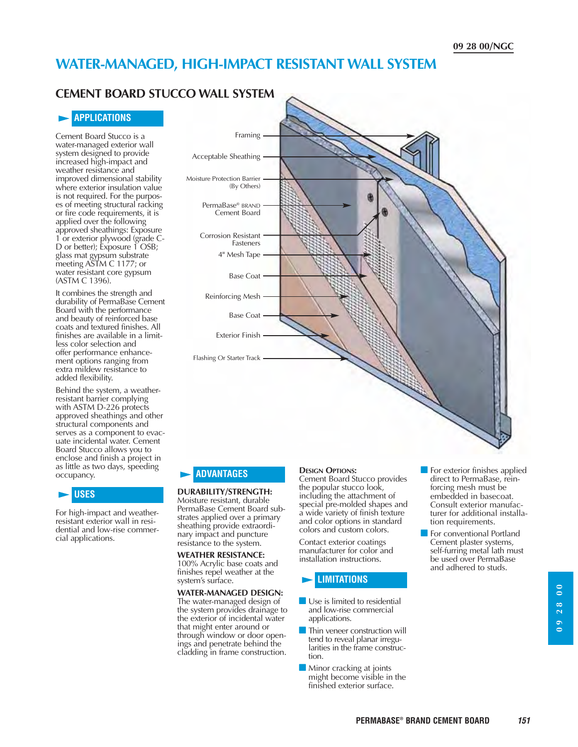# WATER-MANAGED, HIGH-IMPACT RESISTANT WALL SYSTEM

## CEMENT BOARD STUCCO WALL SYSTEM

Framing

Acceptable Sheathing

Moisture Protection Barrier (By Others)

PermaBase® BRAND Cement Board

Corrosion Resistant Fasteners

4" Mesh Tape

Base Coat

Reinforcing Mesh

Base Coat

Exterior Finish

Flashing Or Starter Track

### APPLICATIONS

Cement Board Stucco is a water-managed exterior wall system designed to provide increased high-impact and weather resistance and improved dimensional stability where exterior insulation value is not required. For the purposes of meeting structural racking or fire code requirements, it is applied over the following approved sheathings: Exposure 1 or exterior plywood (grade C-D or better); Exposure 1 OSB; glass mat gypsum substrate meeting ASTM C 1177; or water resistant core gypsum (ASTM C 1396).

It combines the strength and durability of PermaBase Cement Board with the performance and beauty of reinforced base coats and textured finishes. All finishes are available in a limitless color selection and offer performance enhancement options ranging from extra mildew resistance to added flexibility.

Behind the system, a weather-resistant barrier complying with ASTM D-226 protects approved sheathings and other structural components and serves as a component to evacuate incidental water. Cement Board Stucco allows you to enclose and finish a project in as little as two days, speeding occupancy.

### USES

For high-impact and weather-resistant exterior wall in residential and low-rise commercial applications.

### ADVANTAGES

**DURABILITY/STRENGTH:**
Moisture resistant, durable PermaBase Cement Board substrates applied over a primary sheathing provide extraordinary impact and puncture resistance to the system.

**WEATHER RESISTANCE:**
100% Acrylic base coats and finishes repel weather at the system's surface.

**WATER-MANAGED DESIGN:**
The water-managed design of the system provides drainage to the exterior of incidental water that might enter around or through window or door openings and penetrate behind the cladding in frame construction.

**DESIGN OPTIONS:**
Cement Board Stucco provides the popular stucco look, including the attachment of special pre-molded shapes and a wide variety of finish texture and color options in standard colors and custom colors.

Contact exterior coatings manufacturer for color and installation instructions.

### LIMITATIONS

- Use is limited to residential and low-rise commercial applications.
- Thin veneer construction will tend to reveal planar irregularities in the frame construction.
- Minor cracking at joints might become visible in the finished exterior surface.
- For exterior finishes applied direct to PermaBase, reinforcing mesh must be embedded in basecoat. Consult exterior manufacturer for additional installation requirements.
- For conventional Portland Cement plaster systems, self-furring metal lath must be used over PermaBase and adhered to studs.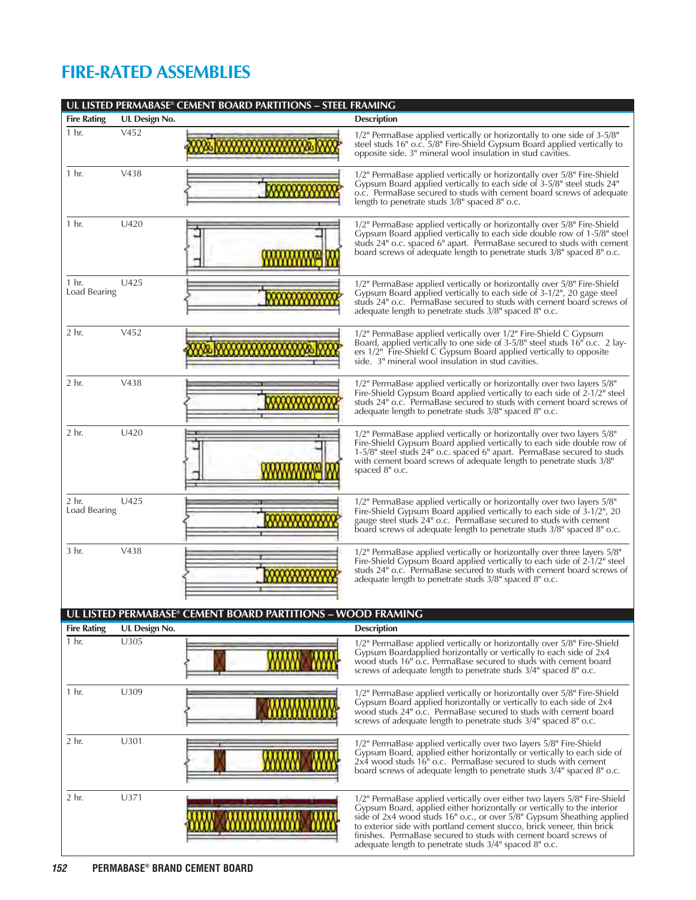# FIRE-RATED ASSEMBLIES

## UL LISTED PERMABASE® CEMENT BOARD PARTITIONS – STEEL FRAMING

| Fire Rating | UL Design No. | Description |
|---|---|---|
| 1 hr. | V452 | 1/2" PermaBase applied vertically or horizontally to one side of 3-5/8" steel studs 16" o.c. 5/8" Fire-Shield Gypsum Board applied vertically to opposite side. 3" mineral wool insulation in stud cavities. |
| 1 hr. | V438 | 1/2" PermaBase applied vertically or horizontally over 5/8" Fire-Shield Gypsum Board applied vertically to each side of 3-5/8" steel studs 24" o.c. PermaBase secured to studs with cement board screws of adequate length to penetrate studs 3/8" spaced 8" o.c. |
| 1 hr. | U420 | 1/2" PermaBase applied vertically or horizontally over 5/8" Fire-Shield Gypsum Board applied vertically to each side double row of 1-5/8" steel studs 24" o.c. spaced 6" apart. PermaBase secured to studs with cement board screws of adequate length to penetrate studs 3/8" spaced 8" o.c. |
| 1 hr. Load Bearing | U425 | 1/2" PermaBase applied vertically or horizontally over 5/8" Fire-Shield Gypsum Board applied vertically to each side of 3-1/2", 20 gage steel studs 24" o.c. PermaBase secured to studs with cement board screws of adequate length to penetrate studs 3/8" spaced 8" o.c. |
| 2 hr. | V452 | 1/2" PermaBase applied vertically over 1/2" Fire-Shield C Gypsum Board, applied vertically to one side of 3-5/8" steel studs 16" o.c. 2 layers 1/2" Fire-Shield C Gypsum Board applied vertically to opposite side. 3" mineral wool insulation in stud cavities. |
| 2 hr. | V438 | 1/2" PermaBase applied vertically or horizontally over two layers 5/8" Fire-Shield Gypsum Board applied vertically to each side of 2-1/2" steel studs 24" o.c. PermaBase secured to studs with cement board screws of adequate length to penetrate studs 3/8" spaced 8" o.c. |
| 2 hr. | U420 | 1/2" PermaBase applied vertically or horizontally over two layers 5/8" Fire-Shield Gypsum Board applied vertically to each side double row of 1-5/8" steel studs 24" o.c. spaced 6" apart. PermaBase secured to studs with cement board screws of adequate length to penetrate studs 3/8" spaced 8" o.c. |
| 2 hr. Load Bearing | U425 | 1/2" PermaBase applied vertically or horizontally over two layers 5/8" Fire-Shield Gypsum Board applied vertically to each side of 3-1/2", 20 gauge steel studs 24" o.c. PermaBase secured to studs with cement board screws of adequate length to penetrate studs 3/8" spaced 8" o.c. |
| 3 hr. | V438 | 1/2" PermaBase applied vertically or horizontally over three layers 5/8" Fire-Shield Gypsum Board applied vertically to each side of 2-1/2" steel studs 24" o.c. PermaBase secured to studs with cement board screws of adequate length to penetrate studs 3/8" spaced 8" o.c. |

## UL LISTED PERMABASE® CEMENT BOARD PARTITIONS – WOOD FRAMING

| Fire Rating | UL Design No. | Description |
|---|---|---|
| 1 hr. | U305 | 1/2" PermaBase applied vertically or horizontally over 5/8" Fire-Shield Gypsum Boardapplied horizontally or vertically to each side of 2x4 wood studs 16" o.c. PermaBase secured to studs with cement board screws of adequate length to penetrate studs 3/4" spaced 8" o.c. |
| 1 hr. | U309 | 1/2" PermaBase applied vertically or horizontally over 5/8" Fire-Shield Gypsum Board applied horizontally or vertically to each side of 2x4 wood studs 24" o.c. PermaBase secured to studs with cement board screws of adequate length to penetrate studs 3/4" spaced 8" o.c. |
| 2 hr. | U301 | 1/2" PermaBase applied vertically over two layers 5/8" Fire-Shield Gypsum Board, applied either horizontally or vertically to each side of 2x4 wood studs 16" o.c. PermaBase secured to studs with cement board screws of adequate length to penetrate studs 3/4" spaced 8" o.c. |
| 2 hr. | U371 | 1/2" PermaBase applied vertically over either two layers 5/8" Fire-Shield Gypsum Board, applied either horizontally or vertically to the interior side of 2x4 wood studs 16" o.c., or over 5/8" Gypsum Sheathing applied to exterior side with portland cement stucco, brick veneer, thin brick finishes. PermaBase secured to studs with cement board screws of adequate length to penetrate studs 3/4" spaced 8" o.c. |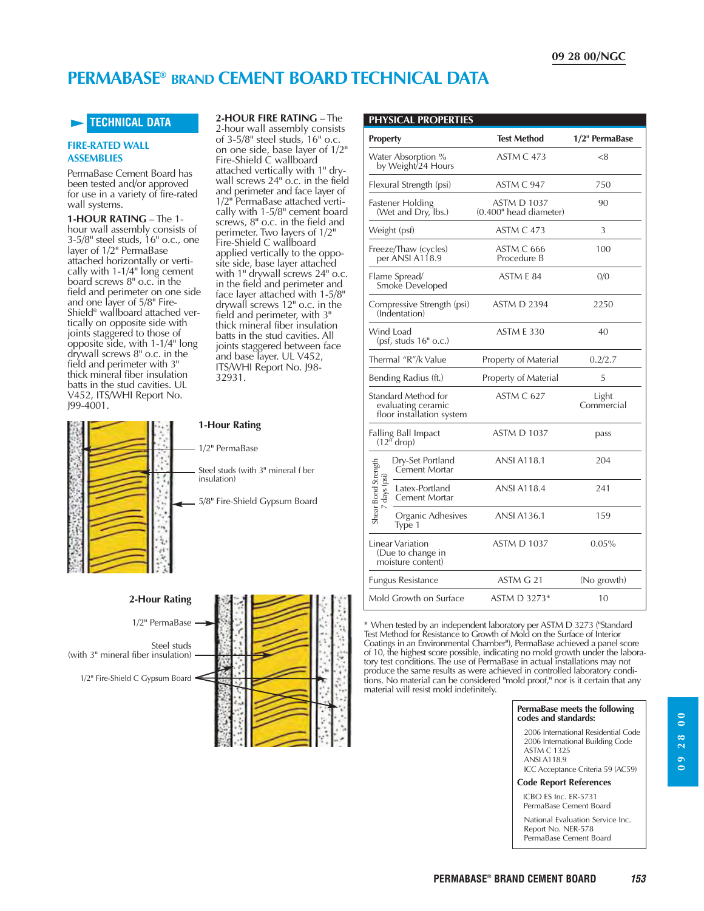# PERMABASE® BRAND CEMENT BOARD TECHNICAL DATA

## TECHNICAL DATA

### FIRE-RATED WALL ASSEMBLIES

PermaBase Cement Board has been tested and/or approved for use in a variety of fire-rated wall systems.

**1-HOUR RATING** – The 1-hour wall assembly consists of 3-5/8" steel studs, 16" o.c., one layer of 1/2" PermaBase attached horizontally or vertically with 1-1/4" long cement board screws 8" o.c. in the field and perimeter on one side and one layer of 5/8" Fire-Shield® wallboard attached vertically on opposite side with joints staggered to those of opposite side, with 1-1/4" long drywall screws 8" o.c. in the field and perimeter with 3" thick mineral fiber insulation batts in the stud cavities. UL V452, ITS/WHI Report No. J99-4001.

**2-HOUR FIRE RATING** – The 2-hour wall assembly consists of 3-5/8" steel studs, 16" o.c. on one side, base layer of 1/2" Fire-Shield C wallboard attached vertically with 1" drywall screws 24" o.c. in the field and perimeter and face layer of 1/2" PermaBase attached vertically with 1-5/8" cement board screws, 8" o.c. in the field and perimeter. Two layers of 1/2" Fire-Shield C wallboard applied vertically to the opposite side, base layer attached with 1" drywall screws 24" o.c. in the field and perimeter and face layer attached with 1-5/8" drywall screws 12" o.c. in the field and perimeter, with 3" thick mineral fiber insulation batts in the stud cavities. All joints staggered between face and base layer. UL V452, ITS/WHI Report No. J98-32931.

**1-Hour Rating**

- 1/2" PermaBase
- Steel studs (with 3" mineral fiber insulation)
- 5/8" Fire-Shield Gypsum Board

**2-Hour Rating**

- 1/2" PermaBase
- Steel studs (with 3" mineral fiber insulation)
- 1/2" Fire-Shield C Gypsum Board

## PHYSICAL PROPERTIES

| Property | Test Method | 1/2" PermaBase |
|---|---|---|
| Water Absorption % by Weight/24 Hours | ASTM C 473 | <8 |
| Flexural Strength (psi) | ASTM C 947 | 750 |
| Fastener Holding (Wet and Dry, lbs.) | ASTM D 1037 (0.400" head diameter) | 90 |
| Weight (psf) | ASTM C 473 | 3 |
| Freeze/Thaw (cycles) per ANSI A118.9 | ASTM C 666 Procedure B | 100 |
| Flame Spread/ Smoke Developed | ASTM E 84 | 0/0 |
| Compressive Strength (psi) (Indentation) | ASTM D 2394 | 2250 |
| Wind Load (psf, studs 16" o.c.) | ASTM E 330 | 40 |
| Thermal "R"/k Value | Property of Material | 0.2/2.7 |
| Bending Radius (ft.) | Property of Material | 5 |
| Standard Method for evaluating ceramic floor installation system | ASTM C 627 | Light Commercial |
| Falling Ball Impact (12" drop) | ASTM D 1037 | pass |
| Shear Bond Strength 7 days (psi): Dry-Set Portland Cement Mortar | ANSI A118.1 | 204 |
| Shear Bond Strength 7 days (psi): Latex-Portland Cement Mortar | ANSI A118.4 | 241 |
| Shear Bond Strength 7 days (psi): Organic Adhesives Type 1 | ANSI A136.1 | 159 |
| Linear Variation (Due to change in moisture content) | ASTM D 1037 | 0.05% |
| Fungus Resistance | ASTM G 21 | (No growth) |
| Mold Growth on Surface | ASTM D 3273* | 10 |

\* When tested by an independent laboratory per ASTM D 3273 ("Standard Test Method for Resistance to Growth of Mold on the Surface of Interior Coatings in an Environmental Chamber"), PermaBase achieved a panel score of 10, the highest score possible, indicating no mold growth under the laboratory test conditions. The use of PermaBase in actual installations may not produce the same results as were achieved in controlled laboratory conditions. No material can be considered "mold proof," nor is it certain that any material will resist mold indefinitely.

**PermaBase meets the following codes and standards:**

- 2006 International Residential Code
- 2006 International Building Code
- ASTM C 1325
- ANSI A118.9
- ICC Acceptance Criteria 59 (AC59)

**Code Report References**

ICBO ES Inc. ER-5731
PermaBase Cement Board

National Evaluation Service Inc.
Report No. NER-578
PermaBase Cement Board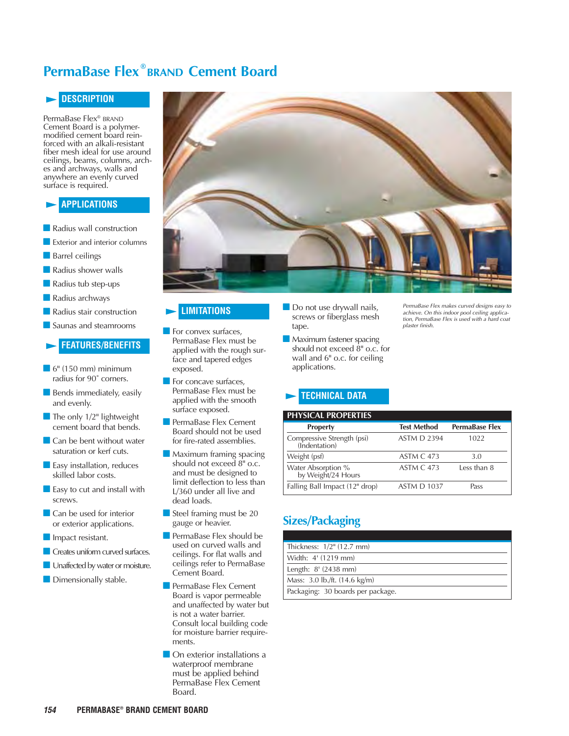# PermaBase Flex® BRAND Cement Board

## DESCRIPTION

PermaBase Flex® BRAND Cement Board is a polymer-modified cement board reinforced with an alkali-resistant fiber mesh ideal for use around ceilings, beams, columns, arches and archways, walls and anywhere an evenly curved surface is required.

## APPLICATIONS

- Radius wall construction
- Exterior and interior columns
- Barrel ceilings
- Radius shower walls
- Radius tub step-ups
- Radius archways
- Radius stair construction
- Saunas and steamrooms

## FEATURES/BENEFITS

- 6" (150 mm) minimum radius for 90˚ corners.
- Bends immediately, easily and evenly.
- The only 1/2" lightweight cement board that bends.
- Can be bent without water saturation or kerf cuts.
- Easy installation, reduces skilled labor costs.
- Easy to cut and install with screws.
- Can be used for interior or exterior applications.
- Impact resistant.
- Creates uniform curved surfaces.
- Unaffected by water or moisture.
- Dimensionally stable.

*PermaBase Flex makes curved designs easy to achieve. On this indoor pool ceiling application, PermaBase Flex is used with a hard coat plaster finish.*

## LIMITATIONS

- For convex surfaces, PermaBase Flex must be applied with the rough surface and tapered edges exposed.
- For concave surfaces, PermaBase Flex must be applied with the smooth surface exposed.
- PermaBase Flex Cement Board should not be used for fire-rated assemblies.
- Maximum framing spacing should not exceed 8" o.c. and must be designed to limit deflection to less than L/360 under all live and dead loads.
- Steel framing must be 20 gauge or heavier.
- PermaBase Flex should be used on curved walls and ceilings. For flat walls and ceilings refer to PermaBase Cement Board.
- PermaBase Flex Cement Board is vapor permeable and unaffected by water but is not a water barrier. Consult local building code for moisture barrier requirements.
- On exterior installations a waterproof membrane must be applied behind PermaBase Flex Cement Board.
- Do not use drywall nails, screws or fiberglass mesh tape.
- Maximum fastener spacing should not exceed 8" o.c. for wall and 6" o.c. for ceiling applications.

## TECHNICAL DATA

**PHYSICAL PROPERTIES**

| Property | Test Method | PermaBase Flex |
|---|---|---|
| Compressive Strength (psi) (Indentation) | ASTM D 2394 | 1022 |
| Weight (psf) | ASTM C 473 | 3.0 |
| Water Absorption % by Weight/24 Hours | ASTM C 473 | Less than 8 |
| Falling Ball Impact (12" drop) | ASTM D 1037 | Pass |

## Sizes/Packaging

| |
|---|
| Thickness: 1/2" (12.7 mm) |
| Width: 4' (1219 mm) |
| Length: 8' (2438 mm) |
| Mass: 3.0 lb./ft. (14.6 kg/m) |
| Packaging: 30 boards per package. |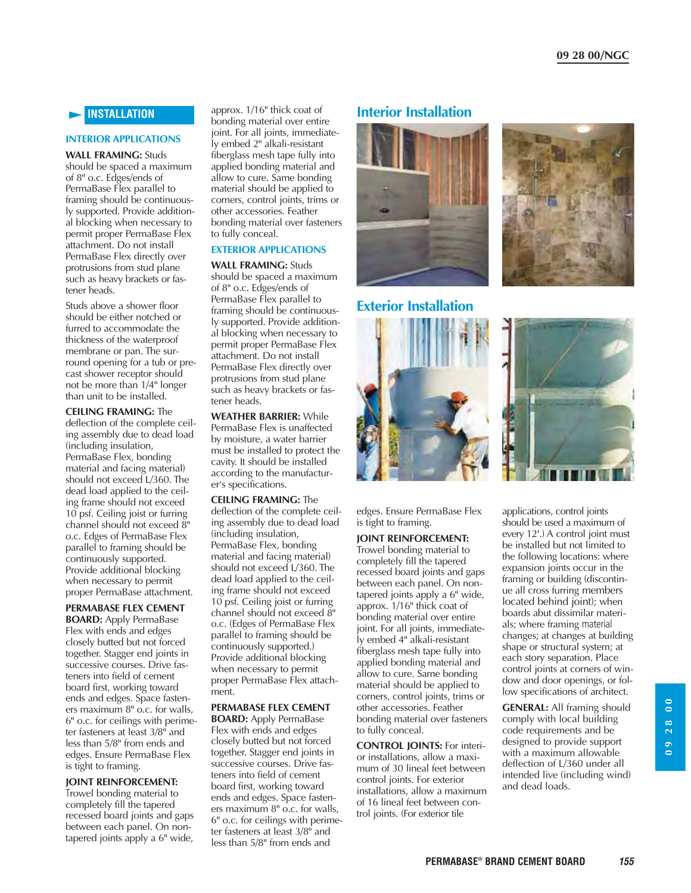## INSTALLATION

### INTERIOR APPLICATIONS

**WALL FRAMING:** Studs should be spaced a maximum of 8" o.c. Edges/ends of PermaBase Flex parallel to framing should be continuously supported. Provide additional blocking when necessary to permit proper PermaBase Flex attachment. Do not install PermaBase Flex directly over protrusions from stud plane such as heavy brackets or fastener heads.

Studs above a shower floor should be either notched or furred to accommodate the thickness of the waterproof membrane or pan. The surround opening for a tub or precast shower receptor should not be more than 1/4" longer than unit to be installed.

**CEILING FRAMING:** The deflection of the complete ceiling assembly due to dead load (including insulation, PermaBase Flex, bonding material and facing material) should not exceed L/360. The dead load applied to the ceiling frame should not exceed 10 psf. Ceiling joist or furring channel should not exceed 8" o.c. Edges of PermaBase Flex parallel to framing should be continuously supported. Provide additional blocking when necessary to permit proper PermaBase attachment.

**PERMABASE FLEX CEMENT BOARD:** Apply PermaBase Flex with ends and edges closely butted but not forced together. Stagger end joints in successive courses. Drive fasteners into field of cement board first, working toward ends and edges. Space fasteners maximum 8" o.c. for walls, 6" o.c. for ceilings with perimeter fasteners at least 3/8" and less than 5/8" from ends and edges. Ensure PermaBase Flex is tight to framing.

**JOINT REINFORCEMENT:** Trowel bonding material to completely fill the tapered recessed board joints and gaps between each panel. On non-tapered joints apply a 6" wide, approx. 1/16" thick coat of bonding material over entire joint. For all joints, immediately embed 2" alkali-resistant fiberglass mesh tape fully into applied bonding material and allow to cure. Same bonding material should be applied to corners, control joints, trims or other accessories. Feather bonding material over fasteners to fully conceal.

### EXTERIOR APPLICATIONS

**WALL FRAMING:** Studs should be spaced a maximum of 8" o.c. Edges/ends of PermaBase Flex parallel to framing should be continuously supported. Provide additional blocking when necessary to permit proper PermaBase Flex attachment. Do not install PermaBase Flex directly over protrusions from stud plane such as heavy brackets or fastener heads.

**WEATHER BARRIER:** While PermaBase Flex is unaffected by moisture, a water barrier must be installed to protect the cavity. It should be installed according to the manufacturer's specifications.

**CEILING FRAMING:** The deflection of the complete ceiling assembly due to dead load (including insulation, PermaBase Flex, bonding material and facing material) should not exceed L/360. The dead load applied to the ceiling frame should not exceed 10 psf. Ceiling joist or furring channel should not exceed 8" o.c. (Edges of PermaBase Flex parallel to framing should be continuously supported.) Provide additional blocking when necessary to permit proper PermaBase Flex attachment.

**PERMABASE FLEX CEMENT BOARD:** Apply PermaBase Flex with ends and edges closely butted but not forced together. Stagger end joints in successive courses. Drive fasteners into field of cement board first, working toward ends and edges. Space fasteners maximum 8" o.c. for walls, 6" o.c. for ceilings with perimeter fasteners at least 3/8" and less than 5/8" from ends and edges. Ensure PermaBase Flex is tight to framing.

**JOINT REINFORCEMENT:** Trowel bonding material to completely fill the tapered recessed board joints and gaps between each panel. On non-tapered joints apply a 6" wide, approx. 1/16" thick coat of bonding material over entire joint. For all joints, immediately embed 4" alkali-resistant fiberglass mesh tape fully into applied bonding material and allow to cure. Same bonding material should be applied to corners, control joints, trims or other accessories. Feather bonding material over fasteners to fully conceal.

**CONTROL JOINTS:** For interior installations, allow a maximum of 30 lineal feet between control joints. For exterior installations, allow a maximum of 16 lineal feet between control joints. (For exterior tile applications, control joints should be used a maximum of every 12'.) A control joint must be installed but not limited to the following locations: where expansion joints occur in the framing or building (discontinue all cross furring members located behind joint); when boards abut dissimilar materials; where framing material changes; at changes at building shape or structural system; at each story separation. Place control joints at corners of window and door openings, or follow specifications of architect.

**GENERAL:** All framing should comply with local building code requirements and be designed to provide support with a maximum allowable deflection of L/360 under all intended live (including wind) and dead loads.

## Interior Installation

## Exterior Installation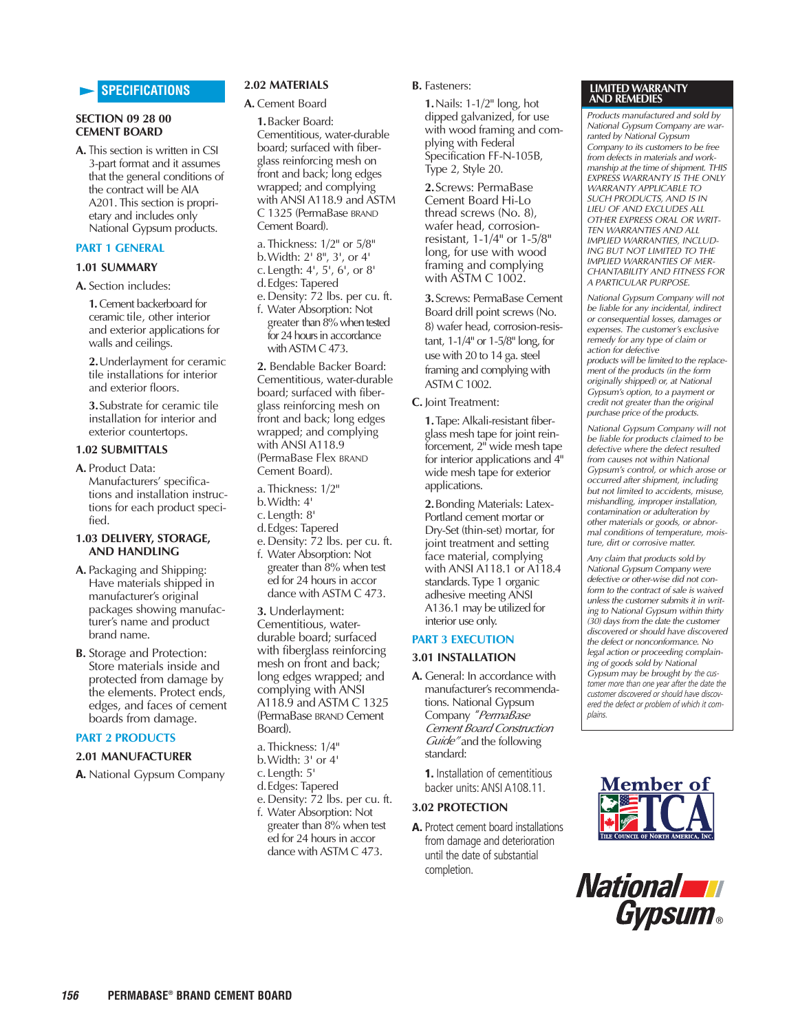# SPECIFICATIONS

## SECTION 09 28 00
## CEMENT BOARD

**A.** This section is written in CSI 3-part format and it assumes that the general conditions of the contract will be AIA A201. This section is proprietary and includes only National Gypsum products.

## PART 1 GENERAL

### 1.01 SUMMARY

**A.** Section includes:

**1.** Cement backerboard for ceramic tile, other interior and exterior applications for walls and ceilings.

**2.** Underlayment for ceramic tile installations for interior and exterior floors.

**3.** Substrate for ceramic tile installation for interior and exterior countertops.

### 1.02 SUBMITTALS

**A.** Product Data: Manufacturers' specifications and installation instructions for each product specified.

### 1.03 DELIVERY, STORAGE, AND HANDLING

**A.** Packaging and Shipping: Have materials shipped in manufacturer's original packages showing manufacturer's name and product brand name.

**B.** Storage and Protection: Store materials inside and protected from damage by the elements. Protect ends, edges, and faces of cement boards from damage.

## PART 2 PRODUCTS

### 2.01 MANUFACTURER

**A.** National Gypsum Company

### 2.02 MATERIALS

**A.** Cement Board

**1.** Backer Board: Cementitious, water-durable board; surfaced with fiberglass reinforcing mesh on front and back; long edges wrapped; and complying with ANSI A118.9 and ASTM C 1325 (PermaBase BRAND Cement Board).

a. Thickness: 1/2" or 5/8"
b. Width: 2' 8", 3', or 4'
c. Length: 4', 5', 6', or 8'
d. Edges: Tapered
e. Density: 72 lbs. per cu. ft.
f. Water Absorption: Not greater than 8% when tested for 24 hours in accordance with ASTM C 473.

**2.** Bendable Backer Board: Cementitious, water-durable board; surfaced with fiberglass reinforcing mesh on front and back; long edges wrapped; and complying with ANSI A118.9 (PermaBase Flex BRAND Cement Board).

a. Thickness: 1/2"
b. Width: 4'
c. Length: 8'
d. Edges: Tapered
e. Density: 72 lbs. per cu. ft.
f. Water Absorption: Not greater than 8% when test ed for 24 hours in accor dance with ASTM C 473.

**3.** Underlayment: Cementitious, water-durable board; surfaced with fiberglass reinforcing mesh on front and back; long edges wrapped; and complying with ANSI A118.9 and ASTM C 1325 (PermaBase BRAND Cement Board).

a. Thickness: 1/4"
b. Width: 3' or 4'
c. Length: 5'
d. Edges: Tapered
e. Density: 72 lbs. per cu. ft.
f. Water Absorption: Not greater than 8% when test ed for 24 hours in accor dance with ASTM C 473.

**B.** Fasteners:

**1.** Nails: 1-1/2" long, hot dipped galvanized, for use with wood framing and complying with Federal Specification FF-N-105B, Type 2, Style 20.

**2.** Screws: PermaBase Cement Board Hi-Lo thread screws (No. 8), wafer head, corrosion-resistant, 1-1/4" or 1-5/8" long, for use with wood framing and complying with ASTM C 1002.

**3.** Screws: PermaBase Cement Board drill point screws (No. 8) wafer head, corrosion-resistant, 1-1/4" or 1-5/8" long, for use with 20 to 14 ga. steel framing and complying with ASTM C 1002.

**C.** Joint Treatment:

**1.** Tape: Alkali-resistant fiberglass mesh tape for joint reinforcement, 2" wide mesh tape for interior applications and 4" wide mesh tape for exterior applications.

**2.** Bonding Materials: Latex-Portland cement mortar or Dry-Set (thin-set) mortar, for joint treatment and setting face material, complying with ANSI A118.1 or A118.4 standards. Type 1 organic adhesive meeting ANSI A136.1 may be utilized for interior use only.

## PART 3 EXECUTION

### 3.01 INSTALLATION

**A.** General: In accordance with manufacturer's recommendations. National Gypsum Company *"PermaBase Cement Board Construction Guide"* and the following standard:

**1.** Installation of cementitious backer units: ANSI A108.11.

### 3.02 PROTECTION

**A.** Protect cement board installations from damage and deterioration until the date of substantial completion.

## LIMITED WARRANTY AND REMEDIES

*Products manufactured and sold by National Gypsum Company are warranted by National Gypsum Company to its customers to be free from defects in materials and workmanship at the time of shipment. THIS EXPRESS WARRANTY IS THE ONLY WARRANTY APPLICABLE TO SUCH PRODUCTS, AND IS IN LIEU OF AND EXCLUDES ALL OTHER EXPRESS ORAL OR WRITTEN WARRANTIES AND ALL IMPLIED WARRANTIES, INCLUDING BUT NOT LIMITED TO THE IMPLIED WARRANTIES OF MERCHANTABILITY AND FITNESS FOR A PARTICULAR PURPOSE.*

*National Gypsum Company will not be liable for any incidental, indirect or consequential losses, damages or expenses. The customer's exclusive remedy for any type of claim or action for defective products will be limited to the replacement of the products (in the form originally shipped) or, at National Gypsum's option, to a payment or credit not greater than the original purchase price of the products.*

*National Gypsum Company will not be liable for products claimed to be defective where the defect resulted from causes not within National Gypsum's control, or which arose or occurred after shipment, including but not limited to accidents, misuse, mishandling, improper installation, contamination or adulteration by other materials or goods, or abnormal conditions of temperature, moisture, dirt or corrosive matter.*

*Any claim that products sold by National Gypsum Company were defective or other-wise did not conform to the contract of sale is waived unless the customer submits it in writing to National Gypsum within thirty (30) days from the date the customer discovered or should have discovered the defect or nonconformance. No legal action or proceeding complaining of goods sold by National Gypsum may be brought by the customer more than one year after the date the customer discovered or should have discovered the defect or problem of which it complains.*

Member of TCA
Tile Council of North America, Inc.

National Gypsum®